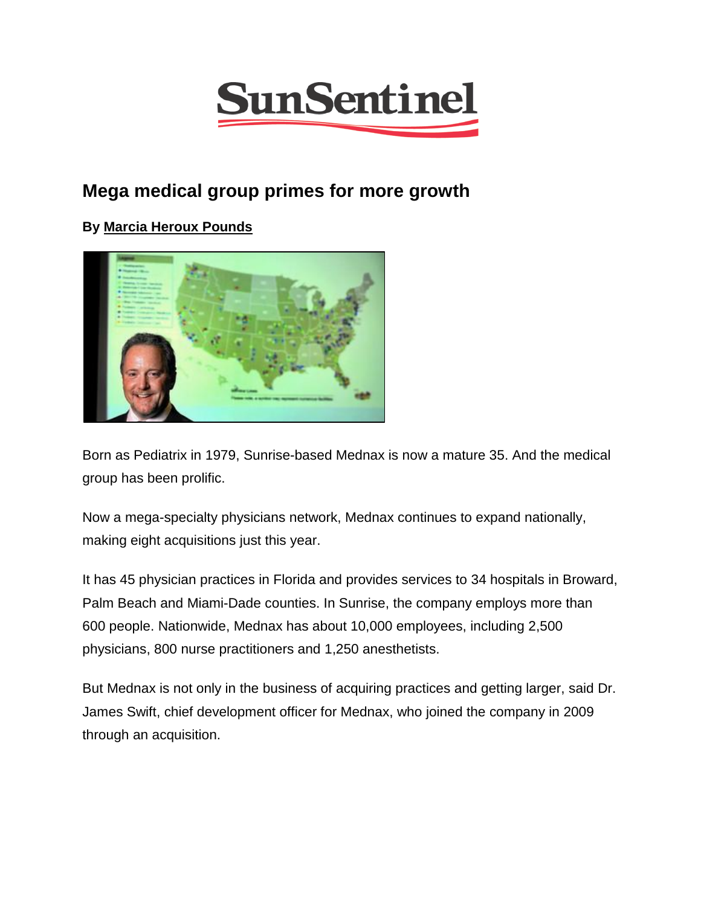SunSentinel

# Mega medical group primes for more growth

**By Marcia Heroux Pounds**

Born as Pediatrix in 1979, Sunrise-based Mednax is now a mature 35. And the medical group has been prolific.

Now a mega-specialty physicians network, Mednax continues to expand nationally, making eight acquisitions just this year.

It has 45 physician practices in Florida and provides services to 34 hospitals in Broward, Palm Beach and Miami-Dade counties. In Sunrise, the company employs more than 600 people. Nationwide, Mednax has about 10,000 employees, including 2,500 physicians, 800 nurse practitioners and 1,250 anesthetists.

But Mednax is not only in the business of acquiring practices and getting larger, said Dr. James Swift, chief development officer for Mednax, who joined the company in 2009 through an acquisition.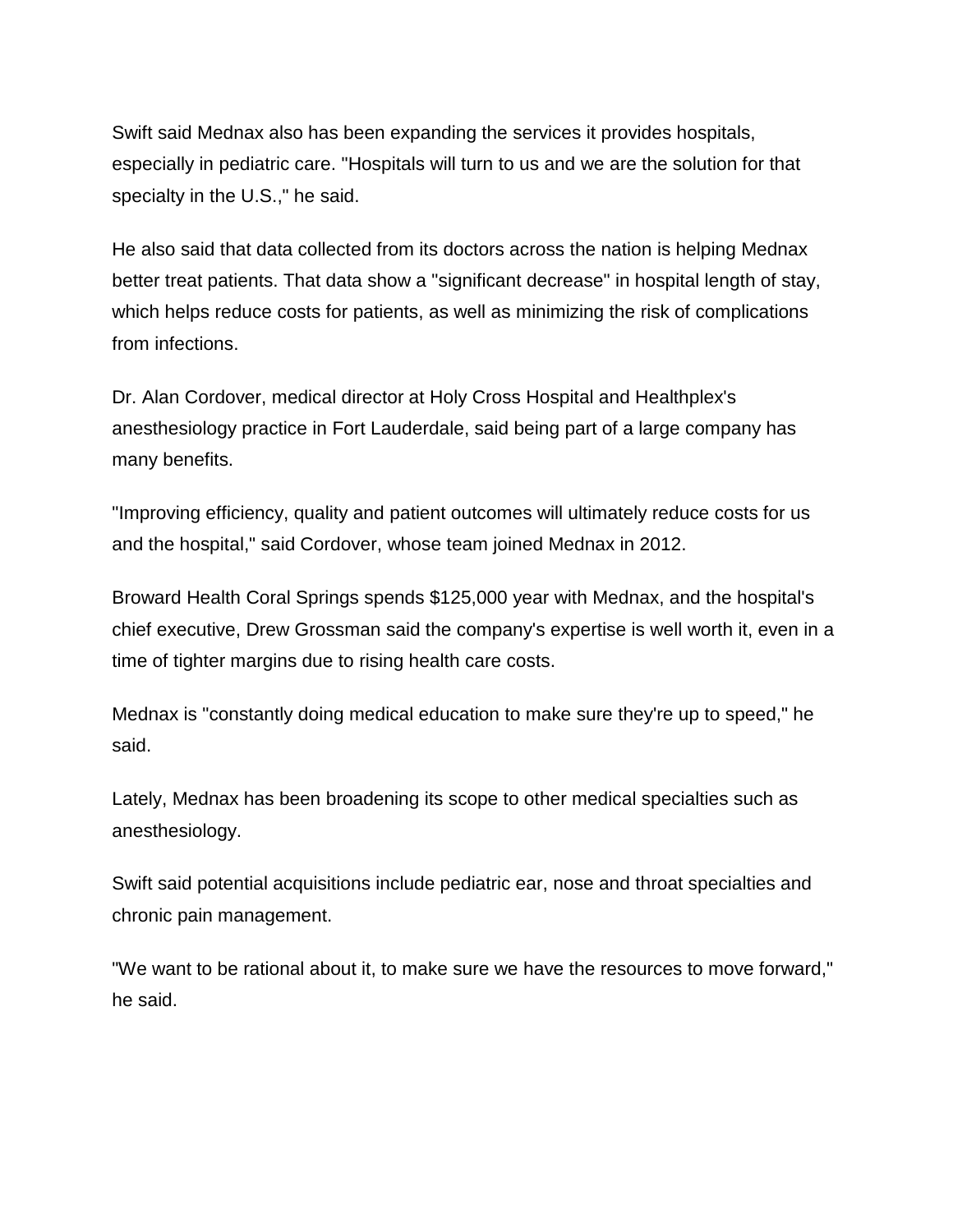Swift said Mednax also has been expanding the services it provides hospitals, especially in pediatric care. "Hospitals will turn to us and we are the solution for that specialty in the U.S.," he said.

He also said that data collected from its doctors across the nation is helping Mednax better treat patients. That data show a "significant decrease" in hospital length of stay, which helps reduce costs for patients, as well as minimizing the risk of complications from infections.

Dr. Alan Cordover, medical director at Holy Cross Hospital and Healthplex's anesthesiology practice in Fort Lauderdale, said being part of a large company has many benefits.

"Improving efficiency, quality and patient outcomes will ultimately reduce costs for us and the hospital," said Cordover, whose team joined Mednax in 2012.

Broward Health Coral Springs spends $125,000 year with Mednax, and the hospital's chief executive, Drew Grossman said the company's expertise is well worth it, even in a time of tighter margins due to rising health care costs.

Mednax is "constantly doing medical education to make sure they're up to speed," he said.

Lately, Mednax has been broadening its scope to other medical specialties such as anesthesiology.

Swift said potential acquisitions include pediatric ear, nose and throat specialties and chronic pain management.

"We want to be rational about it, to make sure we have the resources to move forward," he said.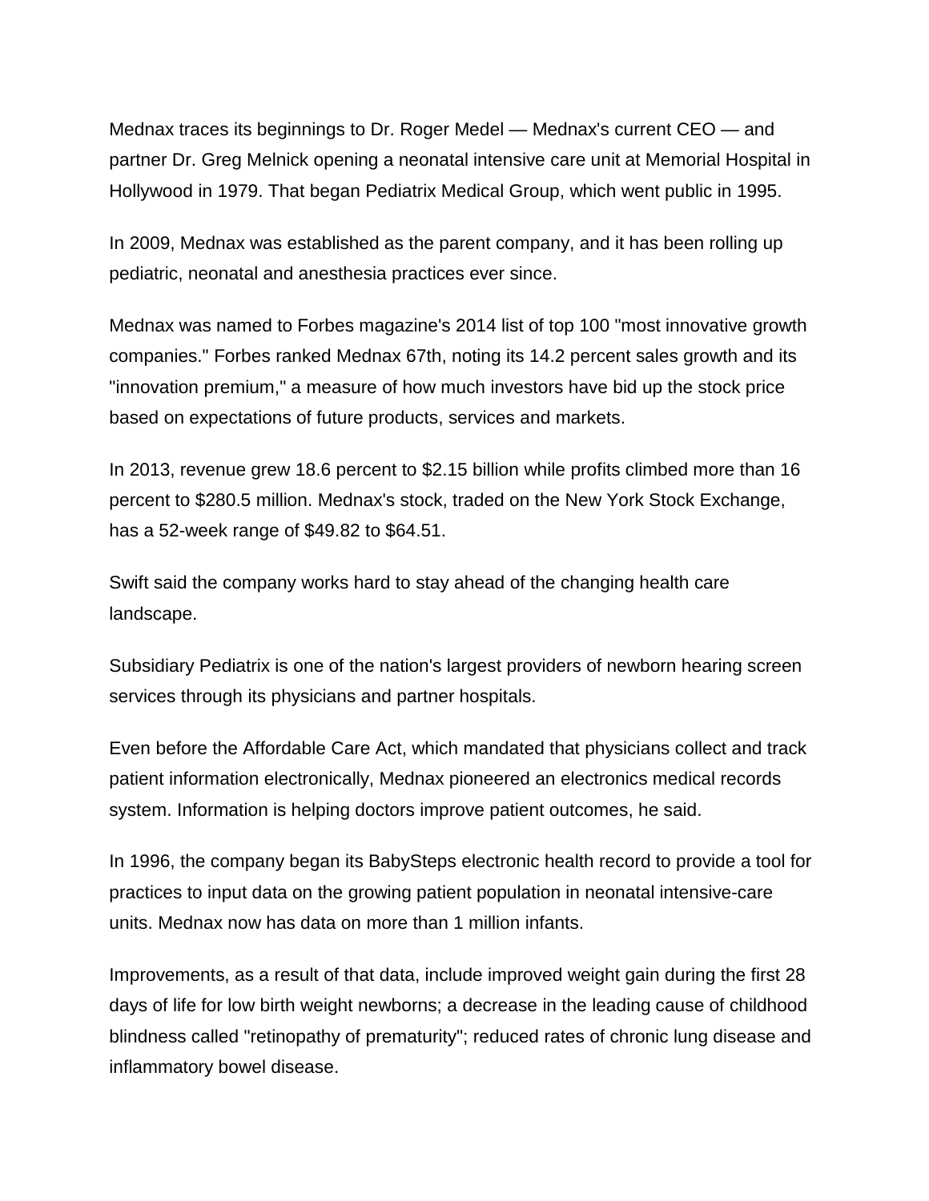Mednax traces its beginnings to Dr. Roger Medel — Mednax's current CEO — and partner Dr. Greg Melnick opening a neonatal intensive care unit at Memorial Hospital in Hollywood in 1979. That began Pediatrix Medical Group, which went public in 1995.

In 2009, Mednax was established as the parent company, and it has been rolling up pediatric, neonatal and anesthesia practices ever since.

Mednax was named to Forbes magazine's 2014 list of top 100 "most innovative growth companies." Forbes ranked Mednax 67th, noting its 14.2 percent sales growth and its "innovation premium," a measure of how much investors have bid up the stock price based on expectations of future products, services and markets.

In 2013, revenue grew 18.6 percent to $2.15 billion while profits climbed more than 16 percent to $280.5 million. Mednax's stock, traded on the New York Stock Exchange, has a 52-week range of $49.82 to $64.51.

Swift said the company works hard to stay ahead of the changing health care landscape.

Subsidiary Pediatrix is one of the nation's largest providers of newborn hearing screen services through its physicians and partner hospitals.

Even before the Affordable Care Act, which mandated that physicians collect and track patient information electronically, Mednax pioneered an electronics medical records system. Information is helping doctors improve patient outcomes, he said.

In 1996, the company began its BabySteps electronic health record to provide a tool for practices to input data on the growing patient population in neonatal intensive-care units. Mednax now has data on more than 1 million infants.

Improvements, as a result of that data, include improved weight gain during the first 28 days of life for low birth weight newborns; a decrease in the leading cause of childhood blindness called "retinopathy of prematurity"; reduced rates of chronic lung disease and inflammatory bowel disease.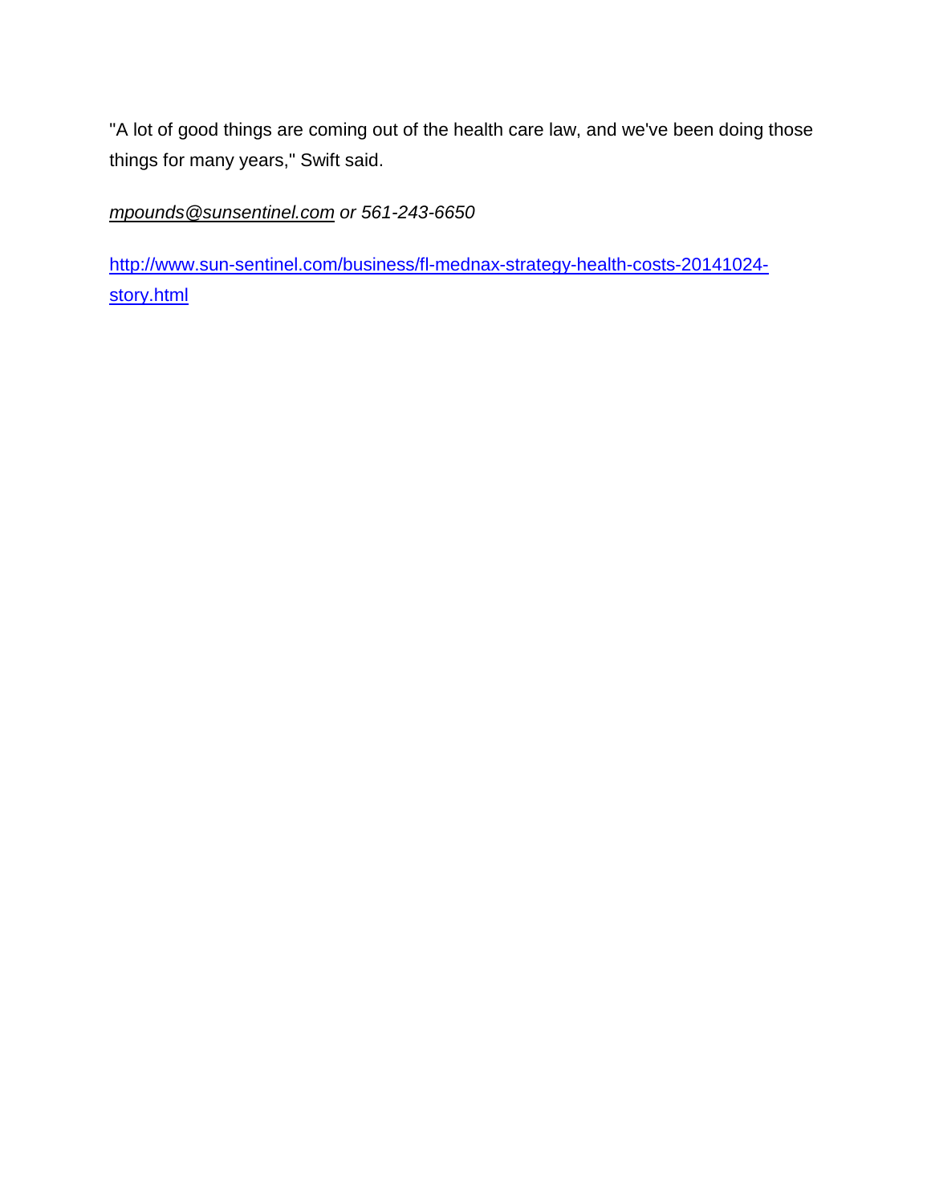"A lot of good things are coming out of the health care law, and we've been doing those things for many years," Swift said.

*mpounds@sunsentinel.com or 561-243-6650*

http://www.sun-sentinel.com/business/fl-mednax-strategy-health-costs-20141024-story.html